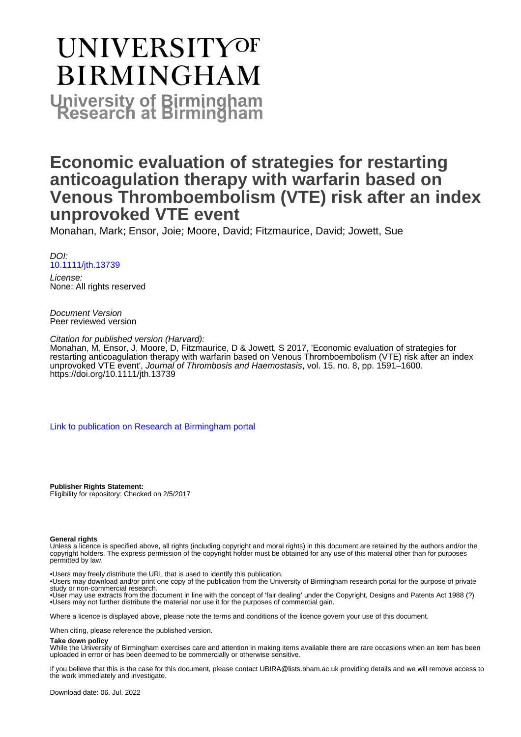# UNIVERSITY OF BIRMINGHAM

**University of Birmingham Research at Birmingham**

# Economic evaluation of strategies for restarting anticoagulation therapy with warfarin based on Venous Thromboembolism (VTE) risk after an index unprovoked VTE event

Monahan, Mark; Ensor, Joie; Moore, David; Fitzmaurice, David; Jowett, Sue

*DOI:*
10.1111/jth.13739

*License:*
None: All rights reserved

*Document Version*
Peer reviewed version

*Citation for published version (Harvard):*
Monahan, M, Ensor, J, Moore, D, Fitzmaurice, D & Jowett, S 2017, 'Economic evaluation of strategies for restarting anticoagulation therapy with warfarin based on Venous Thromboembolism (VTE) risk after an index unprovoked VTE event', *Journal of Thrombosis and Haemostasis*, vol. 15, no. 8, pp. 1591–1600. https://doi.org/10.1111/jth.13739

Link to publication on Research at Birmingham portal

**Publisher Rights Statement:**
Eligibility for repository: Checked on 2/5/2017

**General rights**
Unless a licence is specified above, all rights (including copyright and moral rights) in this document are retained by the authors and/or the copyright holders. The express permission of the copyright holder must be obtained for any use of this material other than for purposes permitted by law.

•Users may freely distribute the URL that is used to identify this publication.
•Users may download and/or print one copy of the publication from the University of Birmingham research portal for the purpose of private study or non-commercial research.
•User may use extracts from the document in line with the concept of 'fair dealing' under the Copyright, Designs and Patents Act 1988 (?)
•Users may not further distribute the material nor use it for the purposes of commercial gain.

Where a licence is displayed above, please note the terms and conditions of the licence govern your use of this document.

When citing, please reference the published version.

**Take down policy**
While the University of Birmingham exercises care and attention in making items available there are rare occasions when an item has been uploaded in error or has been deemed to be commercially or otherwise sensitive.

If you believe that this is the case for this document, please contact UBIRA@lists.bham.ac.uk providing details and we will remove access to the work immediately and investigate.

Download date: 06. Jul. 2022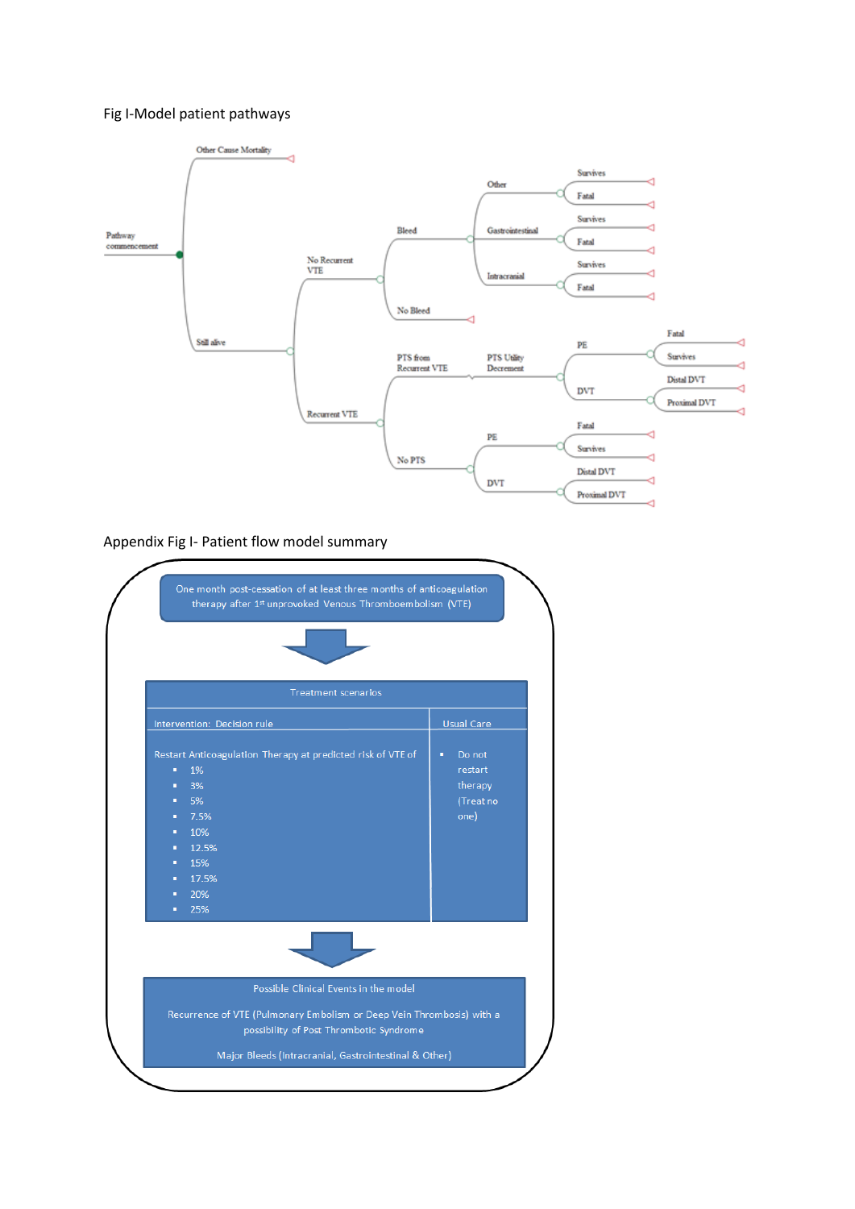Fig I-Model patient pathways

Other Cause Mortality

Pathway commencement

Still alive

No Recurrent VTE

Recurrent VTE

Bleed

No Bleed

Other

Gastrointestinal

Intracranial

Survives

Fatal

Survives

Fatal

Survives

Fatal

PTS from Recurrent VTE

PTS Utility Decrement

No PTS

PE

DVT

Fatal

Survives

Distal DVT

Proximal DVT

PE

DVT

Fatal

Survives

Distal DVT

Proximal DVT

Appendix Fig I- Patient flow model summary

One month post-cessation of at least three months of anticoagulation therapy after 1[st] unprovoked Venous Thromboembolism (VTE)

| Treatment scenarios | |
|---|---|
| Intervention: Decision rule | Usual Care |
| Restart Anticoagulation Therapy at predicted risk of VTE of<br>▪ 1%<br>▪ 3%<br>▪ 5%<br>▪ 7.5%<br>▪ 10%<br>▪ 12.5%<br>▪ 15%<br>▪ 17.5%<br>▪ 20%<br>▪ 25% | ▪ Do not restart therapy (Treat no one) |

Possible Clinical Events in the model

Recurrence of VTE (Pulmonary Embolism or Deep Vein Thrombosis) with a possibility of Post Thrombotic Syndrome

Major Bleeds (Intracranial, Gastrointestinal & Other)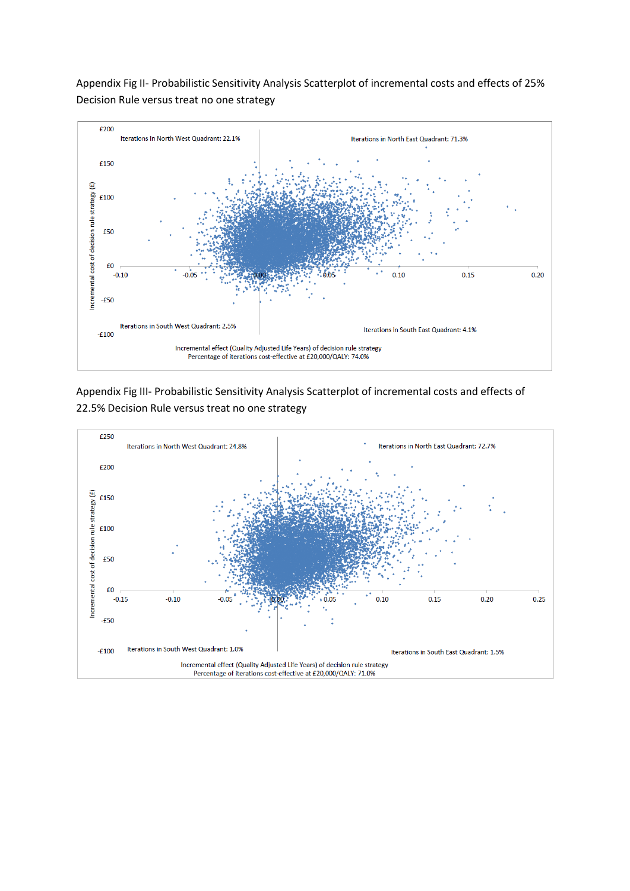Appendix Fig II- Probabilistic Sensitivity Analysis Scatterplot of incremental costs and effects of 25% Decision Rule versus treat no one strategy

£200
£150
£100
£50
£0
-£50
-£100

-0.10
-0.05
0.00
0.05
0.10
0.15
0.20

Incremental cost of decision rule strategy (£)

Iterations in North West Quadrant: 22.1%

Iterations in North East Quadrant: 71.3%

Iterations in South West Quadrant: 2.5%

Iterations in South East Quadrant: 4.1%

Incremental effect (Quality Adjusted Life Years) of decision rule strategy
Percentage of iterations cost-effective at £20,000/QALY: 74.0%

Appendix Fig III- Probabilistic Sensitivity Analysis Scatterplot of incremental costs and effects of 22.5% Decision Rule versus treat no one strategy

£250
£200
£150
£100
£50
£0
-£50
-£100

-0.15
-0.10
-0.05
0.00
0.05
0.10
0.15
0.20
0.25

Incremental cost of decision rule strategy (£)

Iterations in North West Quadrant: 24.8%

Iterations in North East Quadrant: 72.7%

Iterations in South West Quadrant: 1.0%

Iterations in South East Quadrant: 1.5%

Incremental effect (Quality Adjusted Life Years) of decision rule strategy
Percentage of iterations cost-effective at £20,000/QALY: 71.0%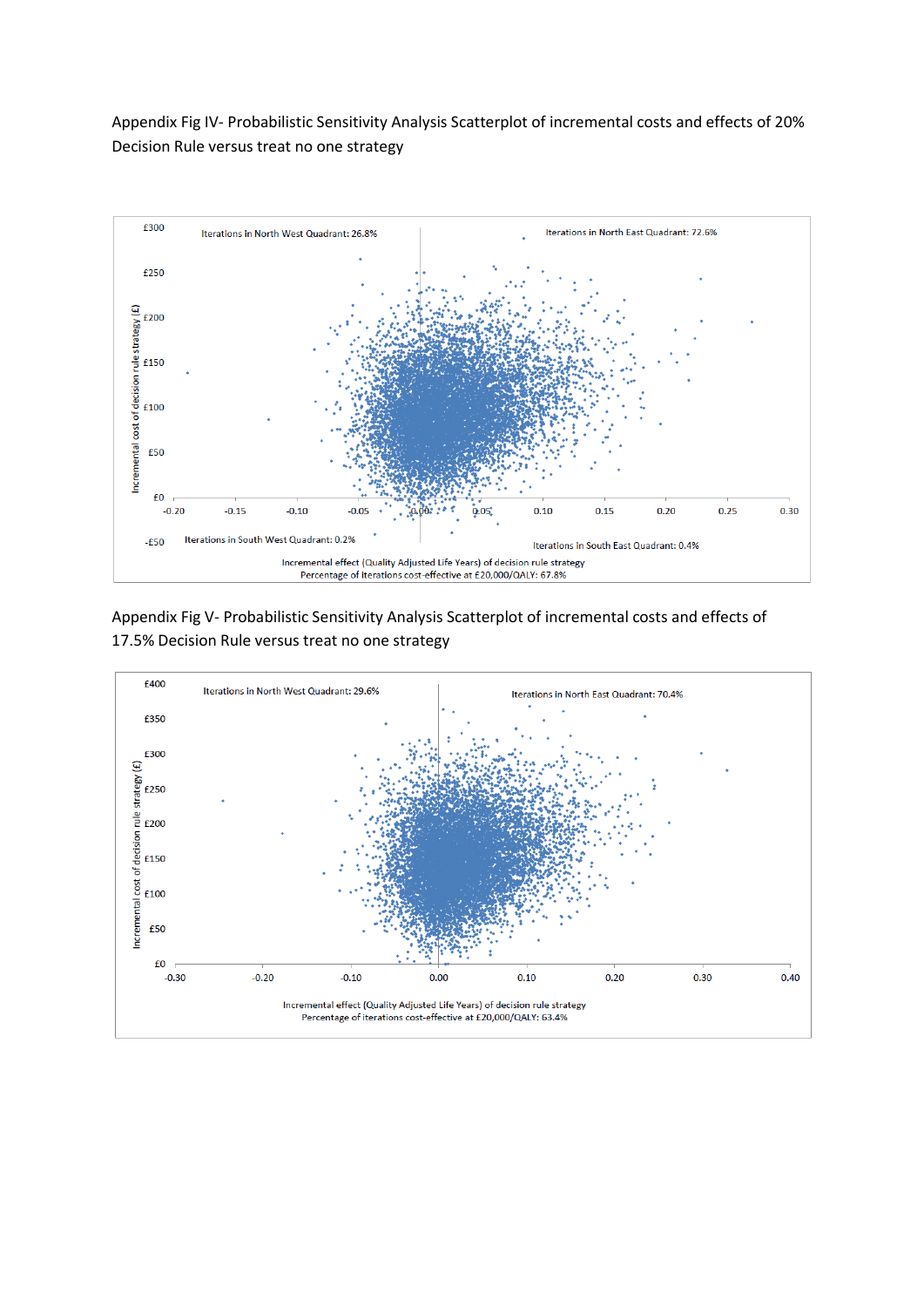Appendix Fig IV- Probabilistic Sensitivity Analysis Scatterplot of incremental costs and effects of 20% Decision Rule versus treat no one strategy

Iterations in North West Quadrant: 26.8%

Iterations in North East Quadrant: 72.6%

Iterations in South West Quadrant: 0.2%

Iterations in South East Quadrant: 0.4%

£300
£250
£200
£150
£100
£50
£0
-£50

-0.20 -0.15 -0.10 -0.05 0.00 0.05 0.10 0.15 0.20 0.25 0.30

Incremental cost of decision rule strategy (£)

Incremental effect (Quality Adjusted Life Years) of decision rule strategy

Percentage of iterations cost-effective at £20,000/QALY: 67.8%

Appendix Fig V- Probabilistic Sensitivity Analysis Scatterplot of incremental costs and effects of 17.5% Decision Rule versus treat no one strategy

Iterations in North West Quadrant: 29.6%

Iterations in North East Quadrant: 70.4%

£400
£350
£300
£250
£200
£150
£100
£50
£0

-0.30 -0.20 -0.10 0.00 0.10 0.20 0.30 0.40

Incremental cost of decision rule strategy (£)

Incremental effect (Quality Adjusted Life Years) of decision rule strategy

Percentage of iterations cost-effective at £20,000/QALY: 63.4%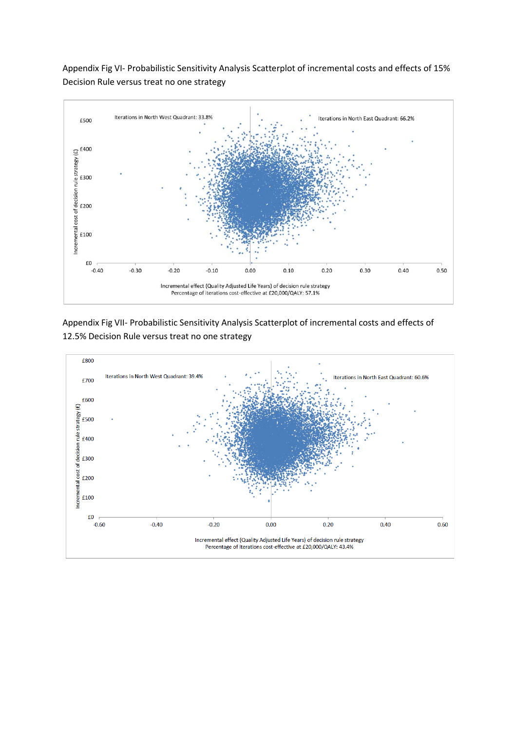Appendix Fig VI- Probabilistic Sensitivity Analysis Scatterplot of incremental costs and effects of 15% Decision Rule versus treat no one strategy

Iterations in North West Quadrant: 33.8%

Iterations in North East Quadrant: 66.2%

£500

£400

£300

£200

£100

£0

Incremental cost of decision rule strategy (£)

-0.40 -0.30 -0.20 -0.10 0.00 0.10 0.20 0.30 0.40 0.50

Incremental effect (Quality Adjusted Life Years) of decision rule strategy

Percentage of iterations cost-effective at £20,000/QALY: 57.1%

Appendix Fig VII- Probabilistic Sensitivity Analysis Scatterplot of incremental costs and effects of 12.5% Decision Rule versus treat no one strategy

Iterations in North West Quadrant: 39.4%

Iterations in North East Quadrant: 60.6%

£800

£700

£600

£500

£400

£300

£200

£100

£0

Incremental cost of decision rule strategy (£)

-0.60 -0.40 -0.20 0.00 0.20 0.40 0.60

Incremental effect (Quality Adjusted Life Years) of decision rule strategy

Percentage of iterations cost-effective at £20,000/QALY: 43.4%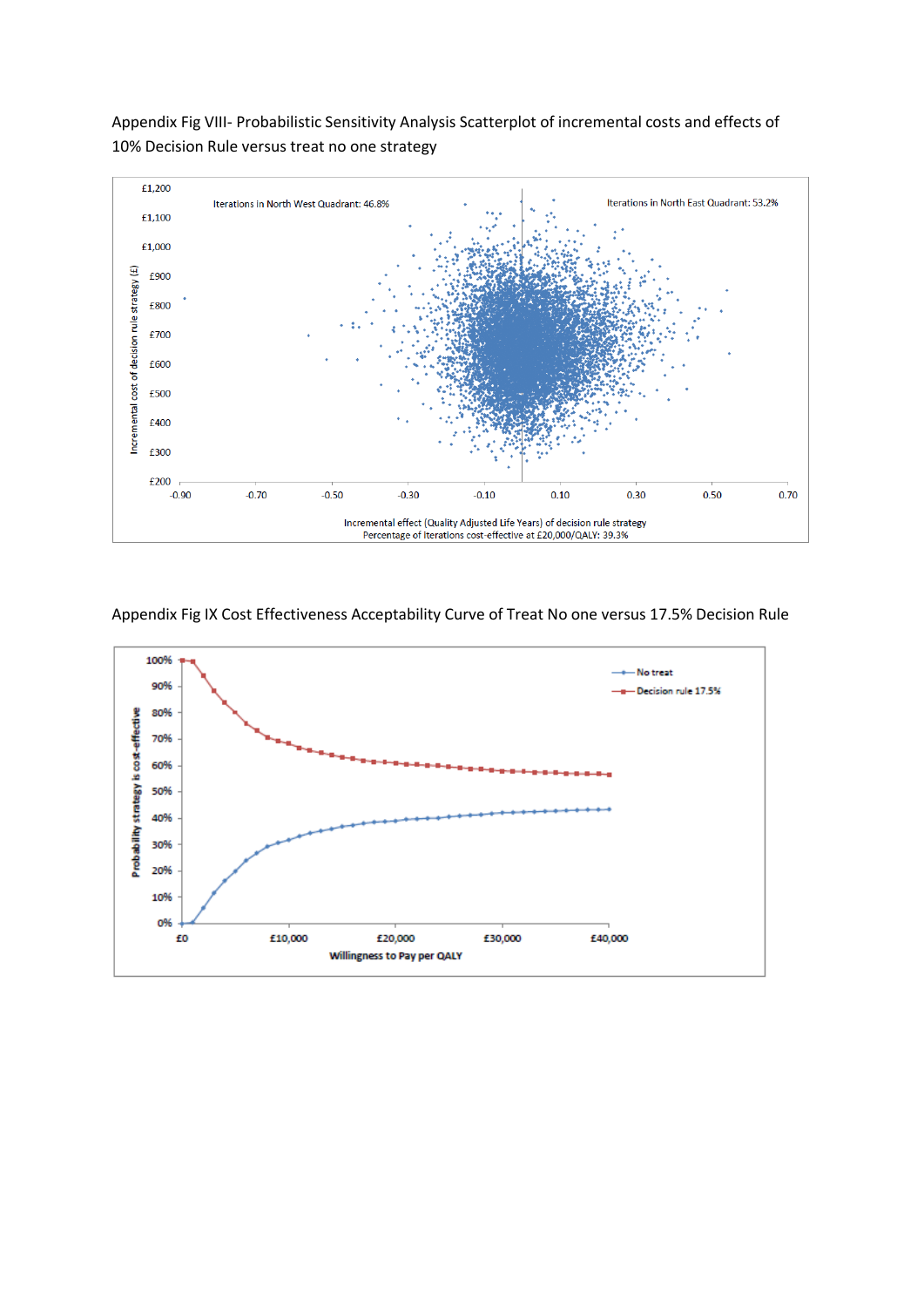Appendix Fig VIII- Probabilistic Sensitivity Analysis Scatterplot of incremental costs and effects of 10% Decision Rule versus treat no one strategy

Appendix Fig IX Cost Effectiveness Acceptability Curve of Treat No one versus 17.5% Decision Rule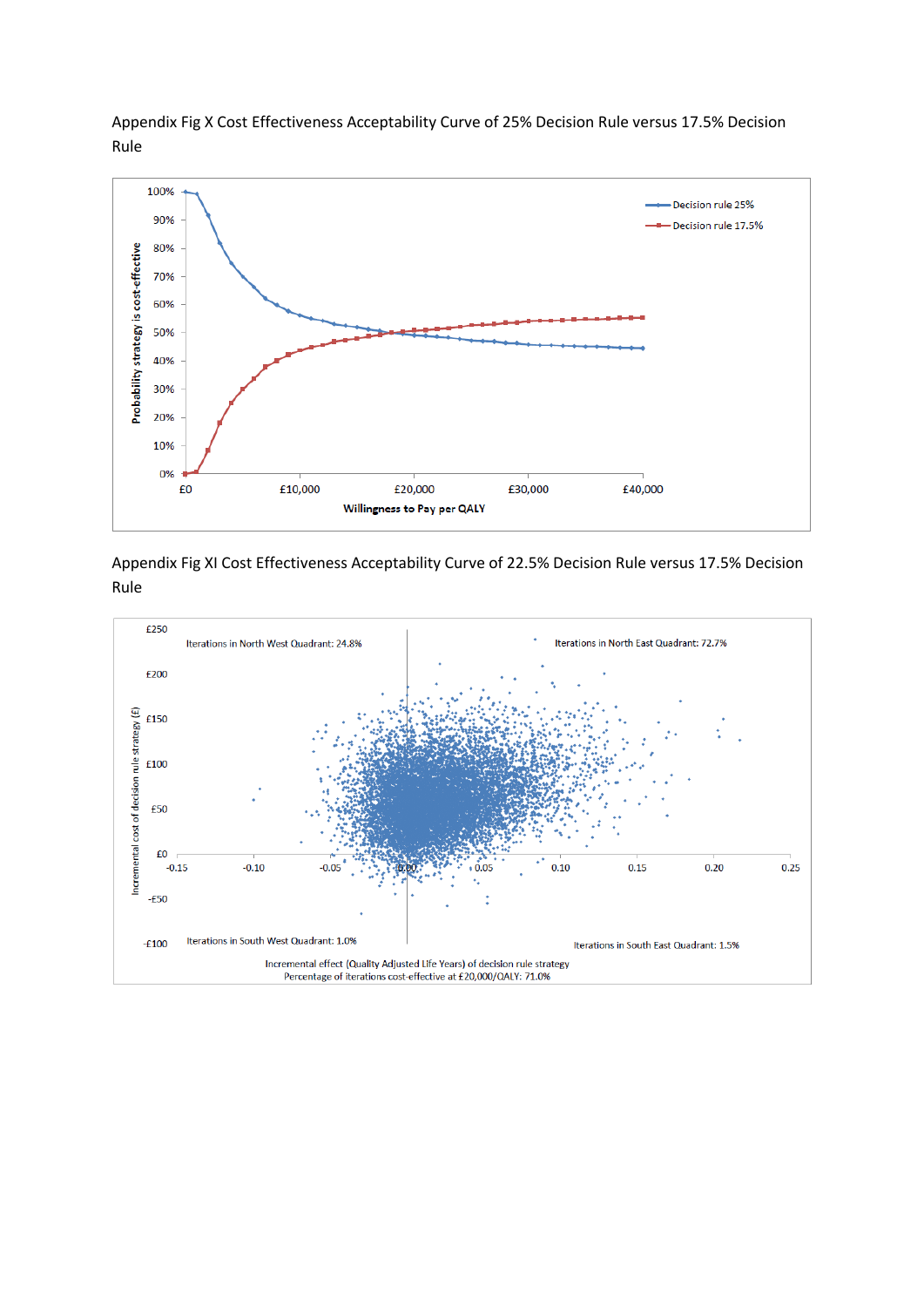Appendix Fig X Cost Effectiveness Acceptability Curve of 25% Decision Rule versus 17.5% Decision Rule

Probability strategy is cost-effective

100%
90%
80%
70%
60%
50%
40%
30%
20%
10%
0%

£0 £10,000 £20,000 £30,000 £40,000

Willingness to Pay per QALY

Decision rule 25%
Decision rule 17.5%

Appendix Fig XI Cost Effectiveness Acceptability Curve of 22.5% Decision Rule versus 17.5% Decision Rule

Iterations in North West Quadrant: 24.8%

Iterations in North East Quadrant: 72.7%

Iterations in South West Quadrant: 1.0%

Iterations in South East Quadrant: 1.5%

Incremental cost of decision rule strategy (£)

£250
£200
£150
£100
£50
£0
-£50
-£100

-0.15 -0.10 -0.05 0.00 0.05 0.10 0.15 0.20 0.25

Incremental effect (Quality Adjusted Life Years) of decision rule strategy
Percentage of iterations cost-effective at £20,000/QALY: 71.0%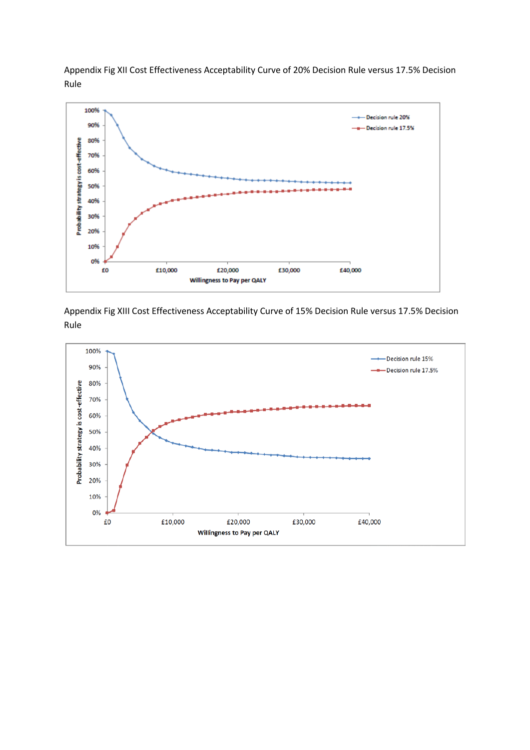Appendix Fig XII Cost Effectiveness Acceptability Curve of 20% Decision Rule versus 17.5% Decision Rule

100%
90%
80%
70%
60%
50%
40%
30%
20%
10%
0%

Probability strategy is cost-effective

£0
£10,000
£20,000
£30,000
£40,000

Willingness to Pay per QALY

Decision rule 20%
Decision rule 17.5%

Appendix Fig XIII Cost Effectiveness Acceptability Curve of 15% Decision Rule versus 17.5% Decision Rule

100%
90%
80%
70%
60%
50%
40%
30%
20%
10%
0%

Probability strategy is cost-effective

£0
£10,000
£20,000
£30,000
£40,000

Willingness to Pay per QALY

Decision rule 15%
Decision rule 17.5%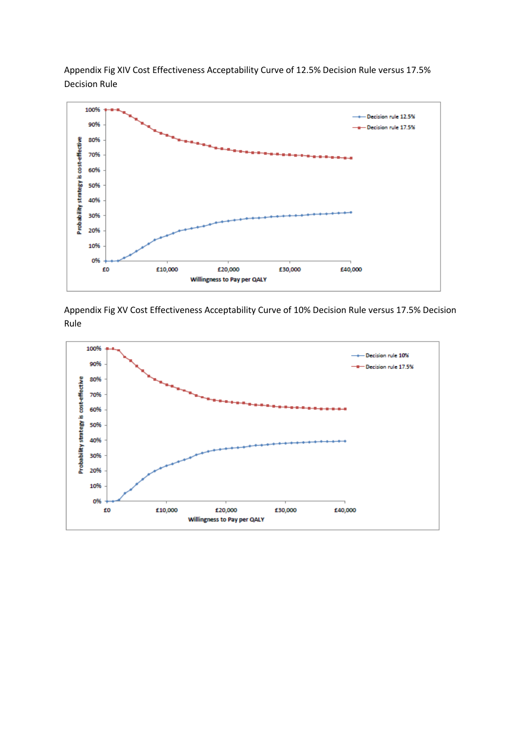Appendix Fig XIV Cost Effectiveness Acceptability Curve of 12.5% Decision Rule versus 17.5% Decision Rule

Probability strategy is cost-effective

100%
90%
80%
70%
60%
50%
40%
30%
20%
10%
0%

£0
£10,000
£20,000
£30,000
£40,000

Willingness to Pay per QALY

Decision rule 12.5%
Decision rule 17.5%

Appendix Fig XV Cost Effectiveness Acceptability Curve of 10% Decision Rule versus 17.5% Decision Rule

Probability strategy is cost-effective

100%
90%
80%
70%
60%
50%
40%
30%
20%
10%
0%

£0
£10,000
£20,000
£30,000
£40,000

Willingness to Pay per QALY

Decision rule 10%
Decision rule 17.5%